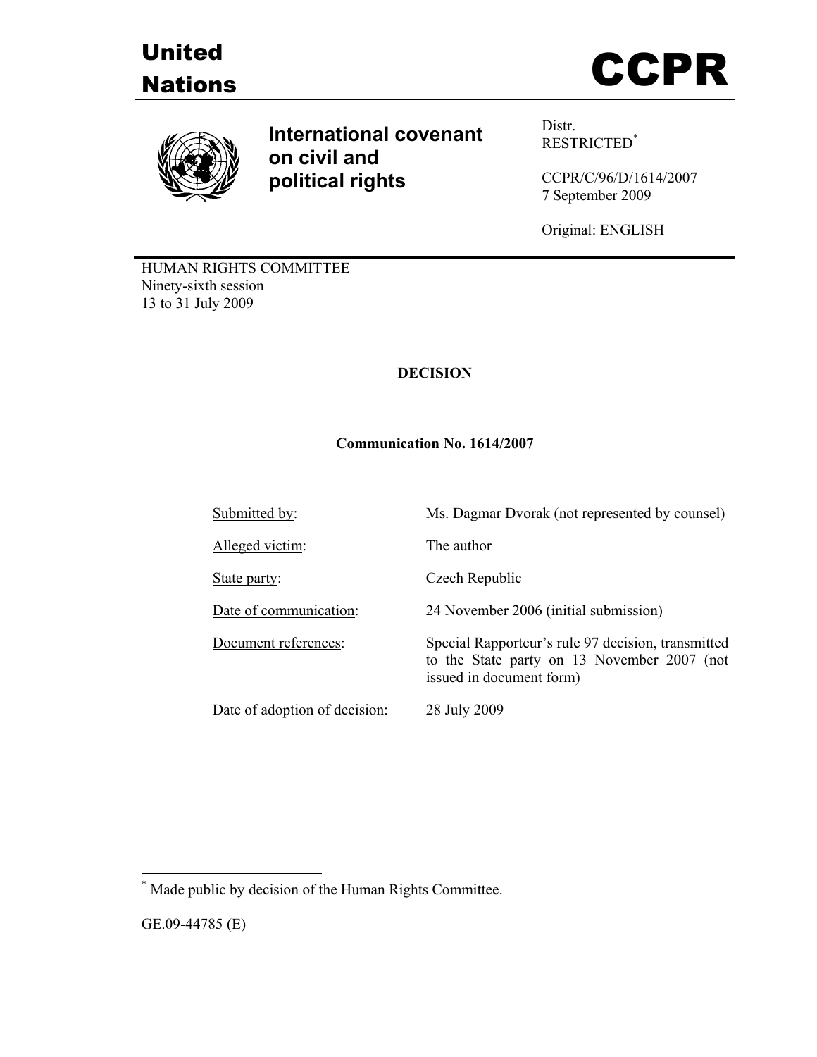# United Nations

# CCPR

## International covenant on civil and political rights

Distr.
RESTRICTED[*]

CCPR/C/96/D/1614/2007
7 September 2009

Original: ENGLISH

HUMAN RIGHTS COMMITTEE
Ninety-sixth session
13 to 31 July 2009

**DECISION**

**Communication No. 1614/2007**

| | |
|---|---|
| Submitted by: | Ms. Dagmar Dvorak (not represented by counsel) |
| Alleged victim: | The author |
| State party: | Czech Republic |
| Date of communication: | 24 November 2006 (initial submission) |
| Document references: | Special Rapporteur's rule 97 decision, transmitted to the State party on 13 November 2007 (not issued in document form) |
| Date of adoption of decision: | 28 July 2009 |

---

[*] Made public by decision of the Human Rights Committee.

GE.09-44785 (E)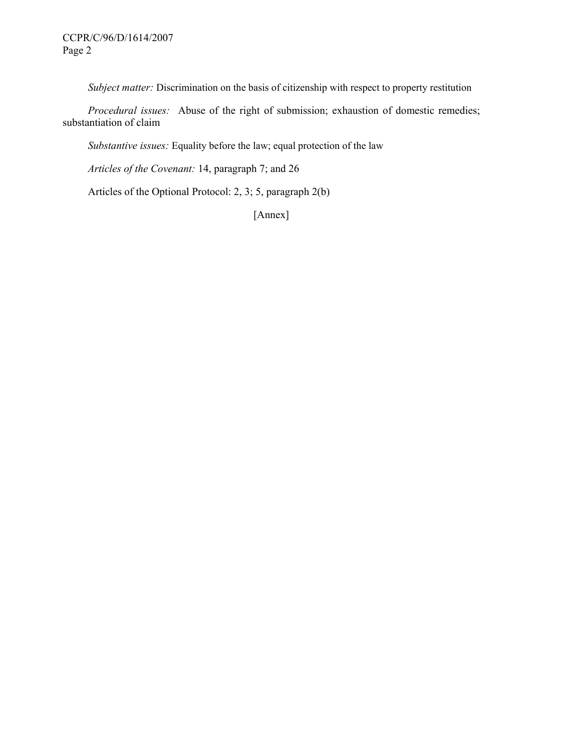*Subject matter:* Discrimination on the basis of citizenship with respect to property restitution

*Procedural issues:* Abuse of the right of submission; exhaustion of domestic remedies; substantiation of claim

*Substantive issues:* Equality before the law; equal protection of the law

*Articles of the Covenant:* 14, paragraph 7; and 26

Articles of the Optional Protocol: 2, 3; 5, paragraph 2(b)

[Annex]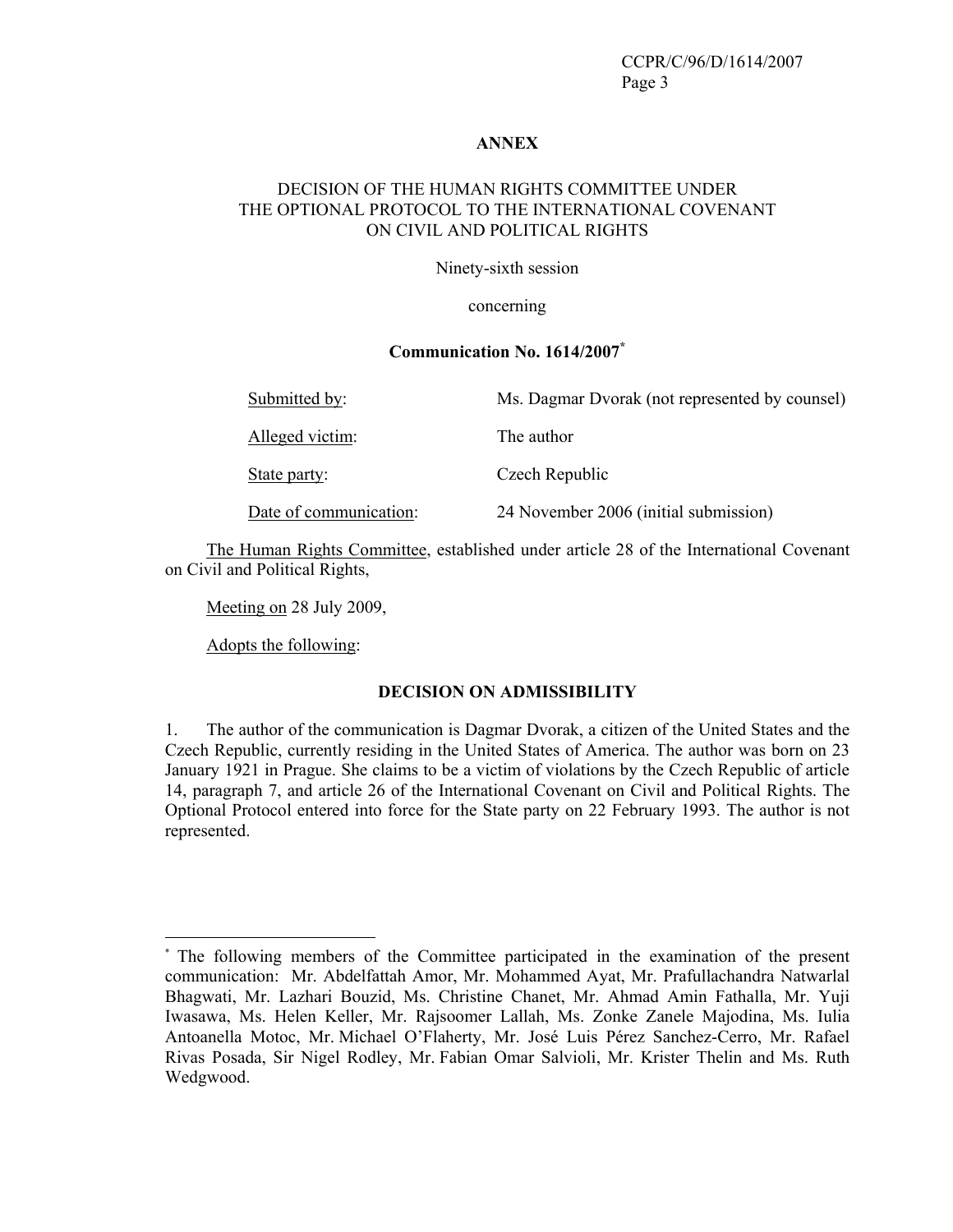**ANNEX**

DECISION OF THE HUMAN RIGHTS COMMITTEE UNDER THE OPTIONAL PROTOCOL TO THE INTERNATIONAL COVENANT ON CIVIL AND POLITICAL RIGHTS

Ninety-sixth session

concerning

**Communication No. 1614/2007**[*]

| | |
|---|---|
| Submitted by: | Ms. Dagmar Dvorak (not represented by counsel) |
| Alleged victim: | The author |
| State party: | Czech Republic |
| Date of communication: | 24 November 2006 (initial submission) |

The Human Rights Committee, established under article 28 of the International Covenant on Civil and Political Rights,

Meeting on 28 July 2009,

Adopts the following:

**DECISION ON ADMISSIBILITY**

1. The author of the communication is Dagmar Dvorak, a citizen of the United States and the Czech Republic, currently residing in the United States of America. The author was born on 23 January 1921 in Prague. She claims to be a victim of violations by the Czech Republic of article 14, paragraph 7, and article 26 of the International Covenant on Civil and Political Rights. The Optional Protocol entered into force for the State party on 22 February 1993. The author is not represented.

---

[*] The following members of the Committee participated in the examination of the present communication: Mr. Abdelfattah Amor, Mr. Mohammed Ayat, Mr. Prafullachandra Natwarlal Bhagwati, Mr. Lazhari Bouzid, Ms. Christine Chanet, Mr. Ahmad Amin Fathalla, Mr. Yuji Iwasawa, Ms. Helen Keller, Mr. Rajsoomer Lallah, Ms. Zonke Zanele Majodina, Ms. Iulia Antoanella Motoc, Mr. Michael O'Flaherty, Mr. José Luis Pérez Sanchez-Cerro, Mr. Rafael Rivas Posada, Sir Nigel Rodley, Mr. Fabian Omar Salvioli, Mr. Krister Thelin and Ms. Ruth Wedgwood.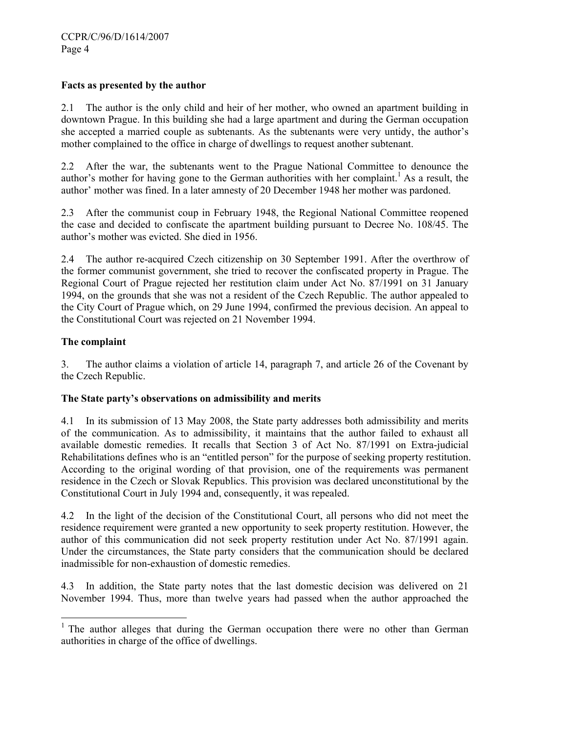**Facts as presented by the author**

2.1 The author is the only child and heir of her mother, who owned an apartment building in downtown Prague. In this building she had a large apartment and during the German occupation she accepted a married couple as subtenants. As the subtenants were very untidy, the author's mother complained to the office in charge of dwellings to request another subtenant.

2.2 After the war, the subtenants went to the Prague National Committee to denounce the author's mother for having gone to the German authorities with her complaint.[1] As a result, the author' mother was fined. In a later amnesty of 20 December 1948 her mother was pardoned.

2.3 After the communist coup in February 1948, the Regional National Committee reopened the case and decided to confiscate the apartment building pursuant to Decree No. 108/45. The author's mother was evicted. She died in 1956.

2.4 The author re-acquired Czech citizenship on 30 September 1991. After the overthrow of the former communist government, she tried to recover the confiscated property in Prague. The Regional Court of Prague rejected her restitution claim under Act No. 87/1991 on 31 January 1994, on the grounds that she was not a resident of the Czech Republic. The author appealed to the City Court of Prague which, on 29 June 1994, confirmed the previous decision. An appeal to the Constitutional Court was rejected on 21 November 1994.

**The complaint**

3. The author claims a violation of article 14, paragraph 7, and article 26 of the Covenant by the Czech Republic.

**The State party's observations on admissibility and merits**

4.1 In its submission of 13 May 2008, the State party addresses both admissibility and merits of the communication. As to admissibility, it maintains that the author failed to exhaust all available domestic remedies. It recalls that Section 3 of Act No. 87/1991 on Extra-judicial Rehabilitations defines who is an "entitled person" for the purpose of seeking property restitution. According to the original wording of that provision, one of the requirements was permanent residence in the Czech or Slovak Republics. This provision was declared unconstitutional by the Constitutional Court in July 1994 and, consequently, it was repealed.

4.2 In the light of the decision of the Constitutional Court, all persons who did not meet the residence requirement were granted a new opportunity to seek property restitution. However, the author of this communication did not seek property restitution under Act No. 87/1991 again. Under the circumstances, the State party considers that the communication should be declared inadmissible for non-exhaustion of domestic remedies.

4.3 In addition, the State party notes that the last domestic decision was delivered on 21 November 1994. Thus, more than twelve years had passed when the author approached the

[1] The author alleges that during the German occupation there were no other than German authorities in charge of the office of dwellings.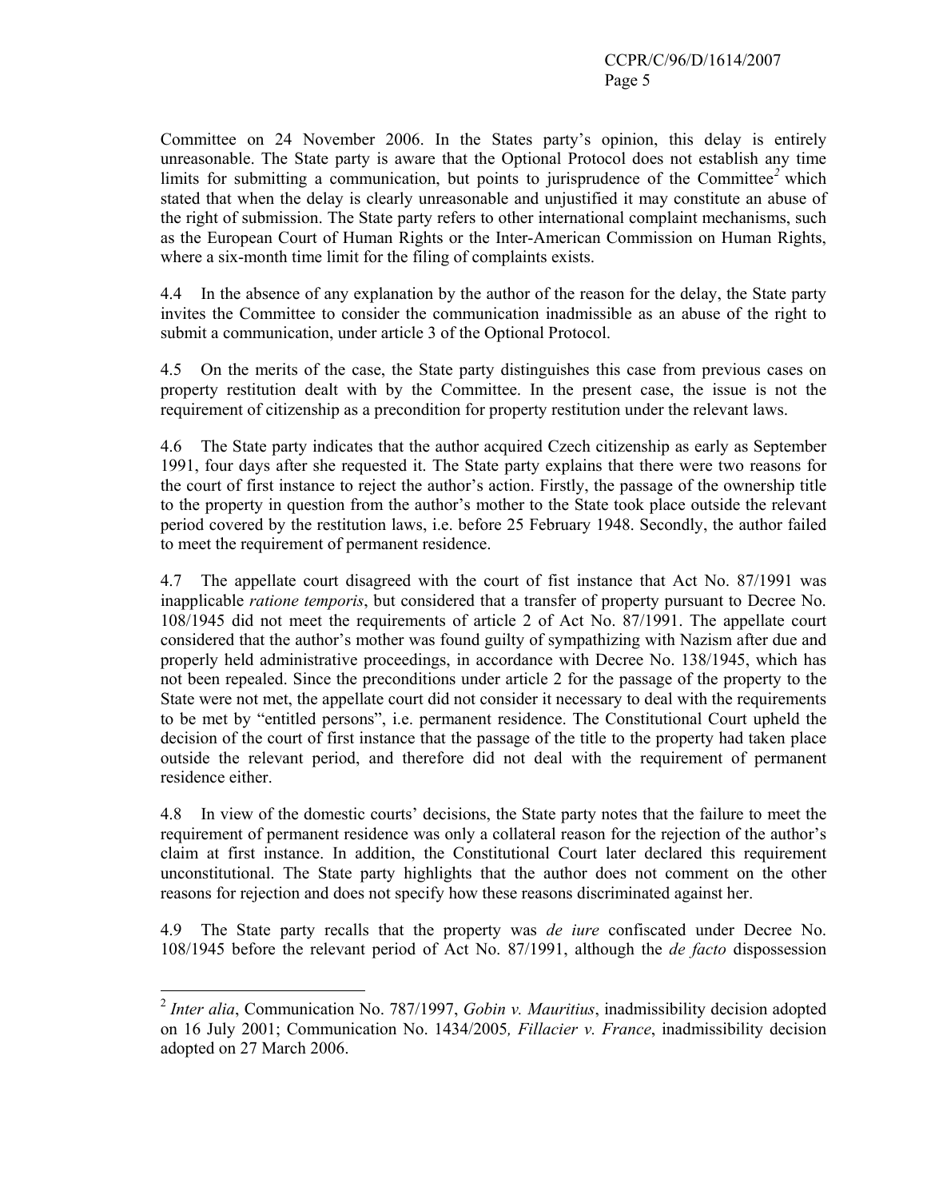Committee on 24 November 2006. In the States party's opinion, this delay is entirely unreasonable. The State party is aware that the Optional Protocol does not establish any time limits for submitting a communication, but points to jurisprudence of the Committee[2] which stated that when the delay is clearly unreasonable and unjustified it may constitute an abuse of the right of submission. The State party refers to other international complaint mechanisms, such as the European Court of Human Rights or the Inter-American Commission on Human Rights, where a six-month time limit for the filing of complaints exists.

4.4 In the absence of any explanation by the author of the reason for the delay, the State party invites the Committee to consider the communication inadmissible as an abuse of the right to submit a communication, under article 3 of the Optional Protocol.

4.5 On the merits of the case, the State party distinguishes this case from previous cases on property restitution dealt with by the Committee. In the present case, the issue is not the requirement of citizenship as a precondition for property restitution under the relevant laws.

4.6 The State party indicates that the author acquired Czech citizenship as early as September 1991, four days after she requested it. The State party explains that there were two reasons for the court of first instance to reject the author's action. Firstly, the passage of the ownership title to the property in question from the author's mother to the State took place outside the relevant period covered by the restitution laws, i.e. before 25 February 1948. Secondly, the author failed to meet the requirement of permanent residence.

4.7 The appellate court disagreed with the court of fist instance that Act No. 87/1991 was inapplicable *ratione temporis*, but considered that a transfer of property pursuant to Decree No. 108/1945 did not meet the requirements of article 2 of Act No. 87/1991. The appellate court considered that the author's mother was found guilty of sympathizing with Nazism after due and properly held administrative proceedings, in accordance with Decree No. 138/1945, which has not been repealed. Since the preconditions under article 2 for the passage of the property to the State were not met, the appellate court did not consider it necessary to deal with the requirements to be met by "entitled persons", i.e. permanent residence. The Constitutional Court upheld the decision of the court of first instance that the passage of the title to the property had taken place outside the relevant period, and therefore did not deal with the requirement of permanent residence either.

4.8 In view of the domestic courts' decisions, the State party notes that the failure to meet the requirement of permanent residence was only a collateral reason for the rejection of the author's claim at first instance. In addition, the Constitutional Court later declared this requirement unconstitutional. The State party highlights that the author does not comment on the other reasons for rejection and does not specify how these reasons discriminated against her.

4.9 The State party recalls that the property was *de iure* confiscated under Decree No. 108/1945 before the relevant period of Act No. 87/1991, although the *de facto* dispossession

---

[2] *Inter alia*, Communication No. 787/1997, *Gobin v. Mauritius*, inadmissibility decision adopted on 16 July 2001; Communication No. 1434/2005*, Fillacier v. France*, inadmissibility decision adopted on 27 March 2006.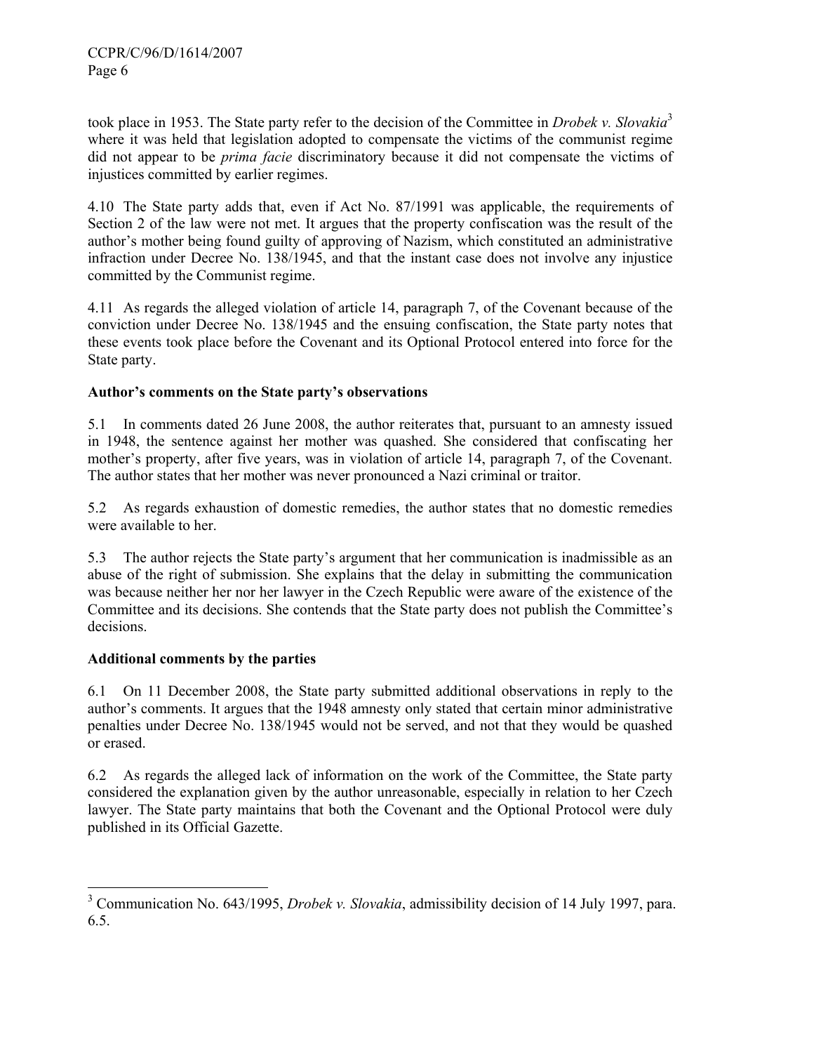took place in 1953. The State party refer to the decision of the Committee in *Drobek v. Slovakia*[3] where it was held that legislation adopted to compensate the victims of the communist regime did not appear to be *prima facie* discriminatory because it did not compensate the victims of injustices committed by earlier regimes.

4.10 The State party adds that, even if Act No. 87/1991 was applicable, the requirements of Section 2 of the law were not met. It argues that the property confiscation was the result of the author's mother being found guilty of approving of Nazism, which constituted an administrative infraction under Decree No. 138/1945, and that the instant case does not involve any injustice committed by the Communist regime.

4.11 As regards the alleged violation of article 14, paragraph 7, of the Covenant because of the conviction under Decree No. 138/1945 and the ensuing confiscation, the State party notes that these events took place before the Covenant and its Optional Protocol entered into force for the State party.

**Author's comments on the State party's observations**

5.1 In comments dated 26 June 2008, the author reiterates that, pursuant to an amnesty issued in 1948, the sentence against her mother was quashed. She considered that confiscating her mother's property, after five years, was in violation of article 14, paragraph 7, of the Covenant. The author states that her mother was never pronounced a Nazi criminal or traitor.

5.2 As regards exhaustion of domestic remedies, the author states that no domestic remedies were available to her.

5.3 The author rejects the State party's argument that her communication is inadmissible as an abuse of the right of submission. She explains that the delay in submitting the communication was because neither her nor her lawyer in the Czech Republic were aware of the existence of the Committee and its decisions. She contends that the State party does not publish the Committee's decisions.

**Additional comments by the parties**

6.1 On 11 December 2008, the State party submitted additional observations in reply to the author's comments. It argues that the 1948 amnesty only stated that certain minor administrative penalties under Decree No. 138/1945 would not be served, and not that they would be quashed or erased.

6.2 As regards the alleged lack of information on the work of the Committee, the State party considered the explanation given by the author unreasonable, especially in relation to her Czech lawyer. The State party maintains that both the Covenant and the Optional Protocol were duly published in its Official Gazette.

---

[3] Communication No. 643/1995, *Drobek v. Slovakia*, admissibility decision of 14 July 1997, para. 6.5.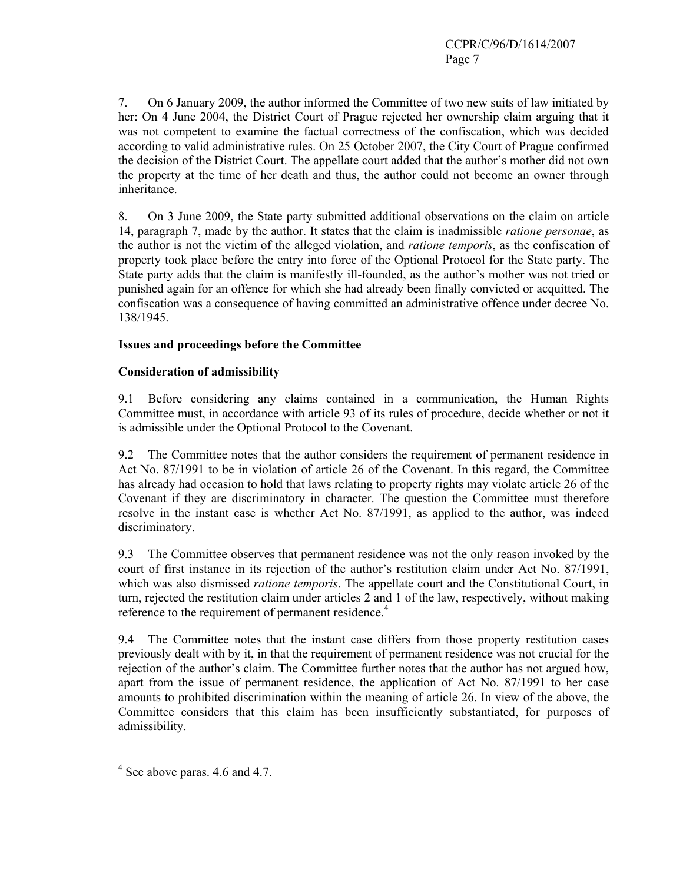7. On 6 January 2009, the author informed the Committee of two new suits of law initiated by her: On 4 June 2004, the District Court of Prague rejected her ownership claim arguing that it was not competent to examine the factual correctness of the confiscation, which was decided according to valid administrative rules. On 25 October 2007, the City Court of Prague confirmed the decision of the District Court. The appellate court added that the author's mother did not own the property at the time of her death and thus, the author could not become an owner through inheritance.

8. On 3 June 2009, the State party submitted additional observations on the claim on article 14, paragraph 7, made by the author. It states that the claim is inadmissible *ratione personae*, as the author is not the victim of the alleged violation, and *ratione temporis*, as the confiscation of property took place before the entry into force of the Optional Protocol for the State party. The State party adds that the claim is manifestly ill-founded, as the author's mother was not tried or punished again for an offence for which she had already been finally convicted or acquitted. The confiscation was a consequence of having committed an administrative offence under decree No. 138/1945.

**Issues and proceedings before the Committee**

**Consideration of admissibility**

9.1 Before considering any claims contained in a communication, the Human Rights Committee must, in accordance with article 93 of its rules of procedure, decide whether or not it is admissible under the Optional Protocol to the Covenant.

9.2 The Committee notes that the author considers the requirement of permanent residence in Act No. 87/1991 to be in violation of article 26 of the Covenant. In this regard, the Committee has already had occasion to hold that laws relating to property rights may violate article 26 of the Covenant if they are discriminatory in character. The question the Committee must therefore resolve in the instant case is whether Act No. 87/1991, as applied to the author, was indeed discriminatory.

9.3 The Committee observes that permanent residence was not the only reason invoked by the court of first instance in its rejection of the author's restitution claim under Act No. 87/1991, which was also dismissed *ratione temporis*. The appellate court and the Constitutional Court, in turn, rejected the restitution claim under articles 2 and 1 of the law, respectively, without making reference to the requirement of permanent residence.[4]

9.4 The Committee notes that the instant case differs from those property restitution cases previously dealt with by it, in that the requirement of permanent residence was not crucial for the rejection of the author's claim. The Committee further notes that the author has not argued how, apart from the issue of permanent residence, the application of Act No. 87/1991 to her case amounts to prohibited discrimination within the meaning of article 26. In view of the above, the Committee considers that this claim has been insufficiently substantiated, for purposes of admissibility.

[4] See above paras. 4.6 and 4.7.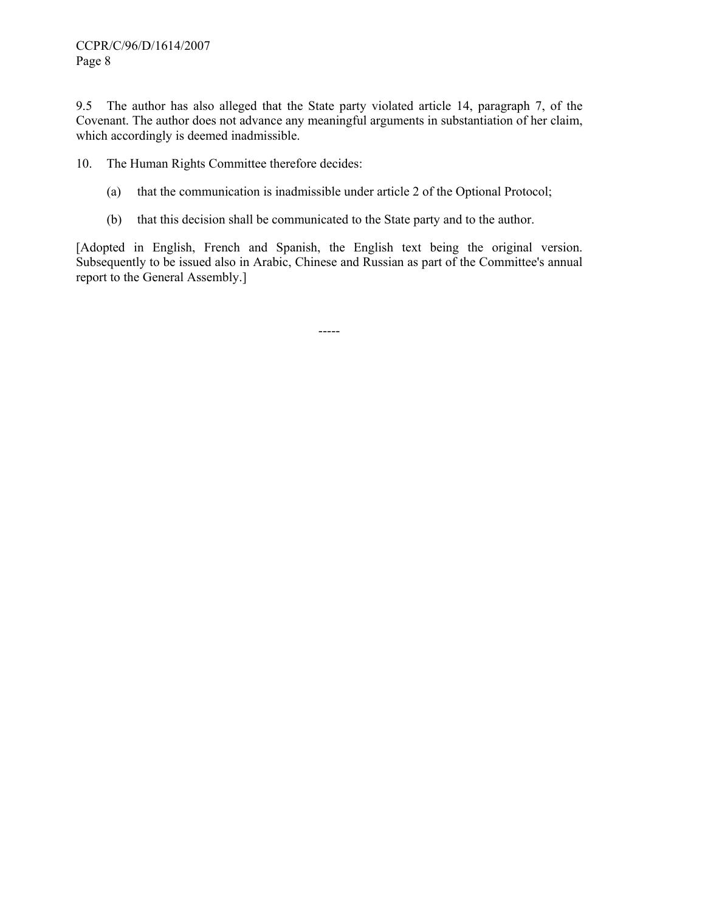9.5 The author has also alleged that the State party violated article 14, paragraph 7, of the Covenant. The author does not advance any meaningful arguments in substantiation of her claim, which accordingly is deemed inadmissible.

10. The Human Rights Committee therefore decides:

(a) that the communication is inadmissible under article 2 of the Optional Protocol;

(b) that this decision shall be communicated to the State party and to the author.

[Adopted in English, French and Spanish, the English text being the original version. Subsequently to be issued also in Arabic, Chinese and Russian as part of the Committee's annual report to the General Assembly.]

-----